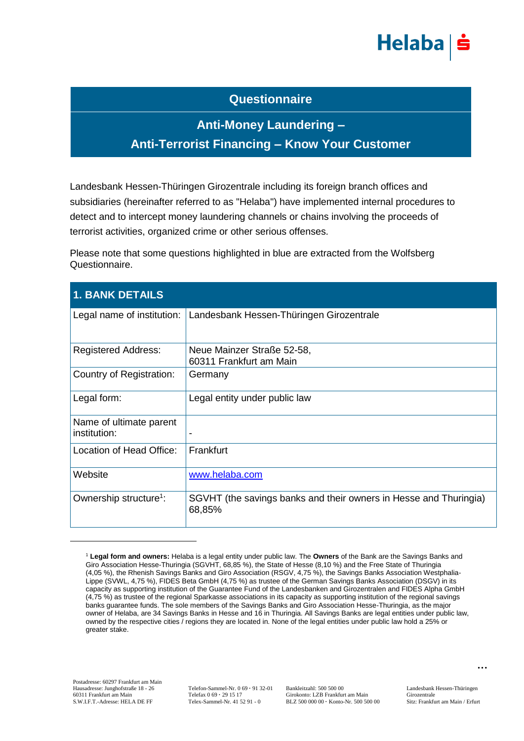# Questionnaire

## Anti-Money Laundering – Anti-Terrorist Financing – Know Your Customer

Landesbank Hessen-Thüringen Girozentrale including its foreign branch offices and subsidiaries (hereinafter referred to as "Helaba") have implemented internal procedures to detect and to intercept money laundering channels or chains involving the proceeds of terrorist activities, organized crime or other serious offenses.

Please note that some questions highlighted in blue are extracted from the Wolfsberg Questionnaire.

| 1. BANK DETAILS | |
|---|---|
| Legal name of institution: | Landesbank Hessen-Thüringen Girozentrale |
| Registered Address: | Neue Mainzer Straße 52-58, 60311 Frankfurt am Main |
| Country of Registration: | Germany |
| Legal form: | Legal entity under public law |
| Name of ultimate parent institution: | - |
| Location of Head Office: | Frankfurt |
| Website | www.helaba.com |
| Ownership structure[1]: | SGVHT (the savings banks and their owners in Hesse and Thuringia) 68,85% |

[1] **Legal form and owners:** Helaba is a legal entity under public law. The **Owners** of the Bank are the Savings Banks and Giro Association Hesse-Thuringia (SGVHT, 68,85 %), the State of Hesse (8,10 %) and the Free State of Thuringia (4,05 %), the Rhenish Savings Banks and Giro Association (RSGV, 4,75 %), the Savings Banks Association Westphalia-Lippe (SVWL, 4,75 %), FIDES Beta GmbH (4,75 %) as trustee of the German Savings Banks Association (DSGV) in its capacity as supporting institution of the Guarantee Fund of the Landesbanken and Girozentralen and FIDES Alpha GmbH (4,75 %) as trustee of the regional Sparkasse associations in its capacity as supporting institution of the regional savings banks guarantee funds. The sole members of the Savings Banks and Giro Association Hesse-Thuringia, as the major owner of Helaba, are 34 Savings Banks in Hesse and 16 in Thuringia. All Savings Banks are legal entities under public law, owned by the respective cities / regions they are located in. None of the legal entities under public law hold a 25% or greater stake.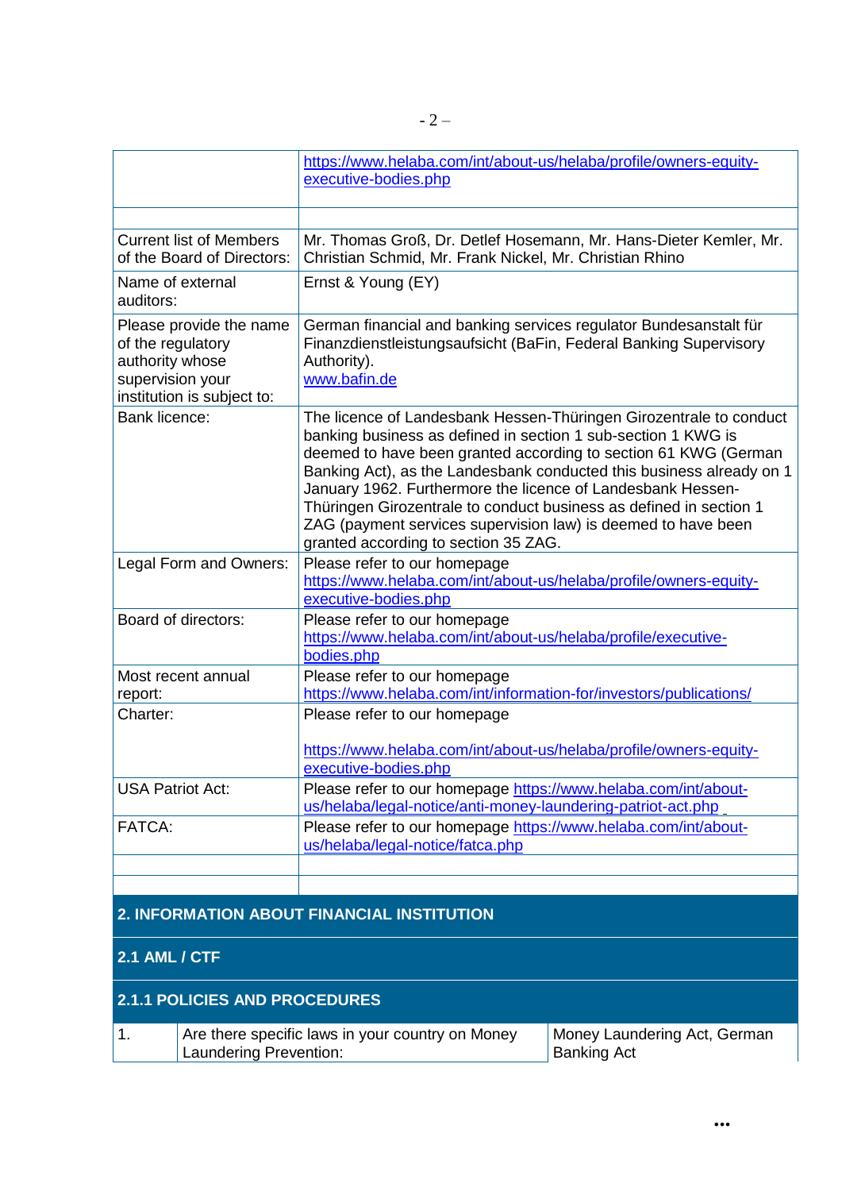| | |
|---|---|
| | https://www.helaba.com/int/about-us/helaba/profile/owners-equity-executive-bodies.php |
| | |
| Current list of Members of the Board of Directors: | Mr. Thomas Groß, Dr. Detlef Hosemann, Mr. Hans-Dieter Kemler, Mr. Christian Schmid, Mr. Frank Nickel, Mr. Christian Rhino |
| Name of external auditors: | Ernst & Young (EY) |
| Please provide the name of the regulatory authority whose supervision your institution is subject to: | German financial and banking services regulator Bundesanstalt für Finanzdienstleistungsaufsicht (BaFin, Federal Banking Supervisory Authority). www.bafin.de |
| Bank licence: | The licence of Landesbank Hessen-Thüringen Girozentrale to conduct banking business as defined in section 1 sub-section 1 KWG is deemed to have been granted according to section 61 KWG (German Banking Act), as the Landesbank conducted this business already on 1 January 1962. Furthermore the licence of Landesbank Hessen-Thüringen Girozentrale to conduct business as defined in section 1 ZAG (payment services supervision law) is deemed to have been granted according to section 35 ZAG. |
| Legal Form and Owners: | Please refer to our homepage https://www.helaba.com/int/about-us/helaba/profile/owners-equity-executive-bodies.php |
| Board of directors: | Please refer to our homepage https://www.helaba.com/int/about-us/helaba/profile/executive-bodies.php |
| Most recent annual report: | Please refer to our homepage https://www.helaba.com/int/information-for/investors/publications/ |
| Charter: | Please refer to our homepage<br><br>https://www.helaba.com/int/about-us/helaba/profile/owners-equity-executive-bodies.php |
| USA Patriot Act: | Please refer to our homepage https://www.helaba.com/int/about-us/helaba/legal-notice/anti-money-laundering-patriot-act.php |
| FATCA: | Please refer to our homepage https://www.helaba.com/int/about-us/helaba/legal-notice/fatca.php |
| | |
| | |

## 2. INFORMATION ABOUT FINANCIAL INSTITUTION

### 2.1 AML / CTF

#### 2.1.1 POLICIES AND PROCEDURES

| | | |
|---|---|---|
| 1. | Are there specific laws in your country on Money Laundering Prevention: | Money Laundering Act, German Banking Act |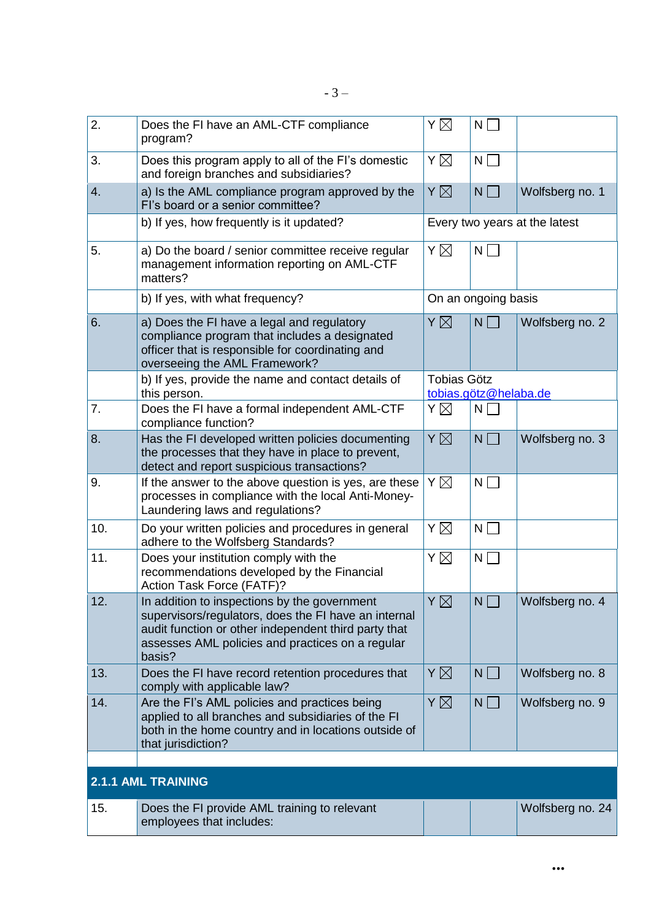| | | | | |
|---|---|---|---|---|
| 2. | Does the FI have an AML-CTF compliance program? | Y ☒ | N ☐ | |
| 3. | Does this program apply to all of the FI's domestic and foreign branches and subsidiaries? | Y ☒ | N ☐ | |
| 4. | a) Is the AML compliance program approved by the FI's board or a senior committee? | Y ☒ | N ☐ | Wolfsberg no. 1 |
| | b) If yes, how frequently is it updated? | Every two years at the latest | | |
| 5. | a) Do the board / senior committee receive regular management information reporting on AML-CTF matters? | Y ☒ | N ☐ | |
| | b) If yes, with what frequency? | On an ongoing basis | | |
| 6. | a) Does the FI have a legal and regulatory compliance program that includes a designated officer that is responsible for coordinating and overseeing the AML Framework? | Y ☒ | N ☐ | Wolfsberg no. 2 |
| | b) If yes, provide the name and contact details of this person. | Tobias Götz tobias.götz@helaba.de | | |
| 7. | Does the FI have a formal independent AML-CTF compliance function? | Y ☒ | N ☐ | |
| 8. | Has the FI developed written policies documenting the processes that they have in place to prevent, detect and report suspicious transactions? | Y ☒ | N ☐ | Wolfsberg no. 3 |
| 9. | If the answer to the above question is yes, are these processes in compliance with the local Anti-Money-Laundering laws and regulations? | Y ☒ | N ☐ | |
| 10. | Do your written policies and procedures in general adhere to the Wolfsberg Standards? | Y ☒ | N ☐ | |
| 11. | Does your institution comply with the recommendations developed by the Financial Action Task Force (FATF)? | Y ☒ | N ☐ | |
| 12. | In addition to inspections by the government supervisors/regulators, does the FI have an internal audit function or other independent third party that assesses AML policies and practices on a regular basis? | Y ☒ | N ☐ | Wolfsberg no. 4 |
| 13. | Does the FI have record retention procedures that comply with applicable law? | Y ☒ | N ☐ | Wolfsberg no. 8 |
| 14. | Are the FI's AML policies and practices being applied to all branches and subsidiaries of the FI both in the home country and in locations outside of that jurisdiction? | Y ☒ | N ☐ | Wolfsberg no. 9 |
| | | | | |
| **2.1.1 AML TRAINING** | | | | |
| 15. | Does the FI provide AML training to relevant employees that includes: | | | Wolfsberg no. 24 |

...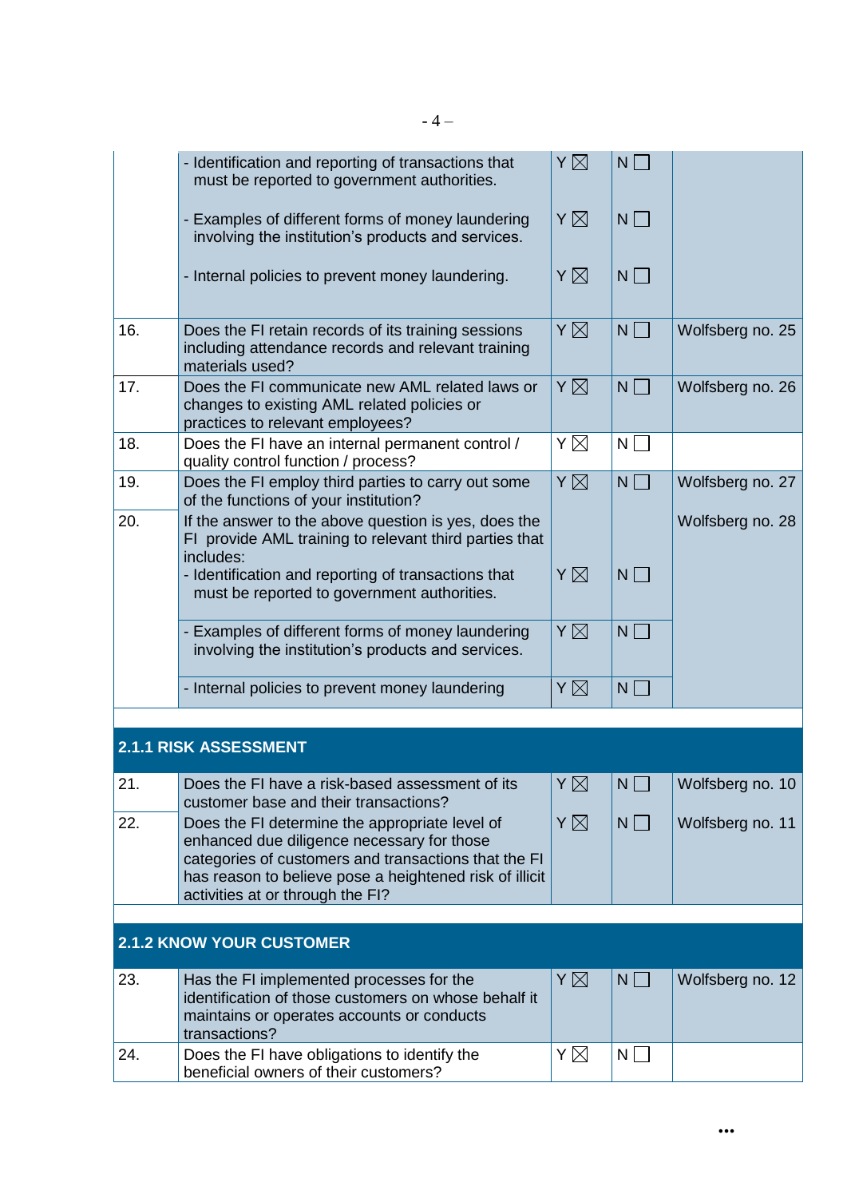| | | | | |
|---|---|---|---|---|
| | - Identification and reporting of transactions that must be reported to government authorities. | Y ☒ | N ☐ | |
| | - Examples of different forms of money laundering involving the institution's products and services. | Y ☒ | N ☐ | |
| | - Internal policies to prevent money laundering. | Y ☒ | N ☐ | |
| 16. | Does the FI retain records of its training sessions including attendance records and relevant training materials used? | Y ☒ | N ☐ | Wolfsberg no. 25 |
| 17. | Does the FI communicate new AML related laws or changes to existing AML related policies or practices to relevant employees? | Y ☒ | N ☐ | Wolfsberg no. 26 |
| 18. | Does the FI have an internal permanent control / quality control function / process? | Y ☒ | N ☐ | |
| 19. | Does the FI employ third parties to carry out some of the functions of your institution? | Y ☒ | N ☐ | Wolfsberg no. 27 |
| 20. | If the answer to the above question is yes, does the FI provide AML training to relevant third parties that includes: | | | Wolfsberg no. 28 |
| | - Identification and reporting of transactions that must be reported to government authorities. | Y ☒ | N ☐ | |
| | - Examples of different forms of money laundering involving the institution's products and services. | Y ☒ | N ☐ | |
| | - Internal policies to prevent money laundering | Y ☒ | N ☐ | |

## 2.1.1 RISK ASSESSMENT

| | | | | |
|---|---|---|---|---|
| 21. | Does the FI have a risk-based assessment of its customer base and their transactions? | Y ☒ | N ☐ | Wolfsberg no. 10 |
| 22. | Does the FI determine the appropriate level of enhanced due diligence necessary for those categories of customers and transactions that the FI has reason to believe pose a heightened risk of illicit activities at or through the FI? | Y ☒ | N ☐ | Wolfsberg no. 11 |

## 2.1.2 KNOW YOUR CUSTOMER

| | | | | |
|---|---|---|---|---|
| 23. | Has the FI implemented processes for the identification of those customers on whose behalf it maintains or operates accounts or conducts transactions? | Y ☒ | N ☐ | Wolfsberg no. 12 |
| 24. | Does the FI have obligations to identify the beneficial owners of their customers? | Y ☒ | N ☐ | |

...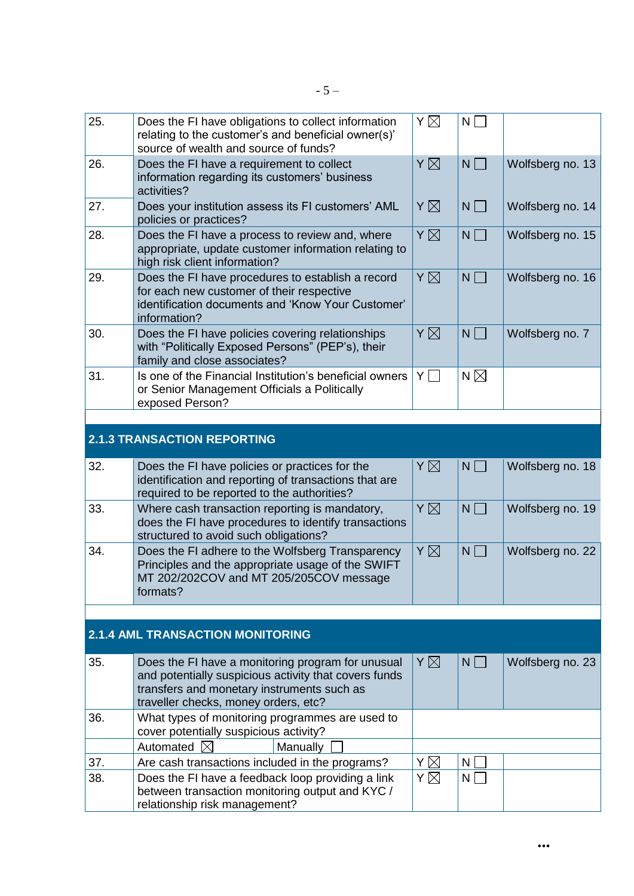| | | | | |
|---|---|---|---|---|
| 25. | Does the FI have obligations to collect information relating to the customer's and beneficial owner(s)' source of wealth and source of funds? | Y ☒ | N ☐ | |
| 26. | Does the FI have a requirement to collect information regarding its customers' business activities? | Y ☒ | N ☐ | Wolfsberg no. 13 |
| 27. | Does your institution assess its FI customers' AML policies or practices? | Y ☒ | N ☐ | Wolfsberg no. 14 |
| 28. | Does the FI have a process to review and, where appropriate, update customer information relating to high risk client information? | Y ☒ | N ☐ | Wolfsberg no. 15 |
| 29. | Does the FI have procedures to establish a record for each new customer of their respective identification documents and 'Know Your Customer' information? | Y ☒ | N ☐ | Wolfsberg no. 16 |
| 30. | Does the FI have policies covering relationships with "Politically Exposed Persons" (PEP's), their family and close associates? | Y ☒ | N ☐ | Wolfsberg no. 7 |
| 31. | Is one of the Financial Institution's beneficial owners or Senior Management Officials a Politically exposed Person? | Y ☐ | N ☒ | |

### 2.1.3 TRANSACTION REPORTING

| | | | | |
|---|---|---|---|---|
| 32. | Does the FI have policies or practices for the identification and reporting of transactions that are required to be reported to the authorities? | Y ☒ | N ☐ | Wolfsberg no. 18 |
| 33. | Where cash transaction reporting is mandatory, does the FI have procedures to identify transactions structured to avoid such obligations? | Y ☒ | N ☐ | Wolfsberg no. 19 |
| 34. | Does the FI adhere to the Wolfsberg Transparency Principles and the appropriate usage of the SWIFT MT 202/202COV and MT 205/205COV message formats? | Y ☒ | N ☐ | Wolfsberg no. 22 |

### 2.1.4 AML TRANSACTION MONITORING

| | | | | |
|---|---|---|---|---|
| 35. | Does the FI have a monitoring program for unusual and potentially suspicious activity that covers funds transfers and monetary instruments such as traveller checks, money orders, etc? | Y ☒ | N ☐ | Wolfsberg no. 23 |
| 36. | What types of monitoring programmes are used to cover potentially suspicious activity? | | | |
| | Automated ☒ Manually ☐ | | | |
| 37. | Are cash transactions included in the programs? | Y ☒ | N ☐ | |
| 38. | Does the FI have a feedback loop providing a link between transaction monitoring output and KYC / relationship risk management? | Y ☒ | N ☐ | |

...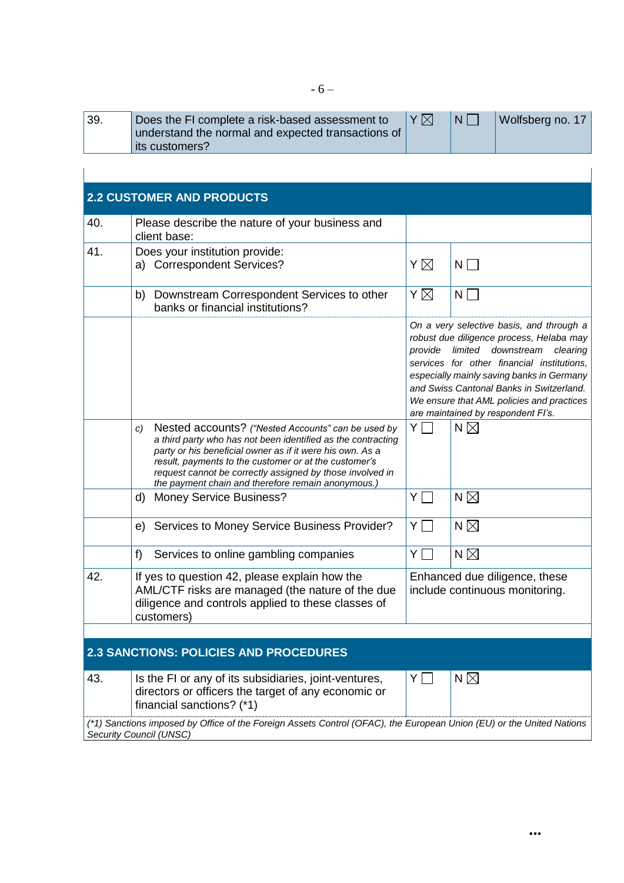| 39. | Does the FI complete a risk-based assessment to understand the normal and expected transactions of its customers? | Y ☒ | N ☐ | Wolfsberg no. 17 |
|---|---|---|---|---|

## 2.2 CUSTOMER AND PRODUCTS

| | | | |
|---|---|---|---|
| 40. | Please describe the nature of your business and client base: | | |
| 41. | Does your institution provide:<br>a) Correspondent Services? | Y ☒ | N ☐ |
| | b) Downstream Correspondent Services to other banks or financial institutions? | Y ☒ | N ☐ |
| | | *On a very selective basis, and through a robust due diligence process, Helaba may provide limited downstream clearing services for other financial institutions, especially mainly saving banks in Germany and Swiss Cantonal Banks in Switzerland. We ensure that AML policies and practices are maintained by respondent FI's.* | |
| | *c)* Nested accounts? *("Nested Accounts" can be used by a third party who has not been identified as the contracting party or his beneficial owner as if it were his own. As a result, payments to the customer or at the customer's request cannot be correctly assigned by those involved in the payment chain and therefore remain anonymous.)* | Y ☐ | N ☒ |
| | d) Money Service Business? | Y ☐ | N ☒ |
| | e) Services to Money Service Business Provider? | Y ☐ | N ☒ |
| | f) Services to online gambling companies | Y ☐ | N ☒ |
| 42. | If yes to question 42, please explain how the AML/CTF risks are managed (the nature of the due diligence and controls applied to these classes of customers) | Enhanced due diligence, these include continuous monitoring. | |

## 2.3 SANCTIONS: POLICIES AND PROCEDURES

| | | | |
|---|---|---|---|
| 43. | Is the FI or any of its subsidiaries, joint-ventures, directors or officers the target of any economic or financial sanctions? (*1) | Y ☐ | N ☒ |

*(*1) Sanctions imposed by Office of the Foreign Assets Control (OFAC), the European Union (EU) or the United Nations Security Council (UNSC)*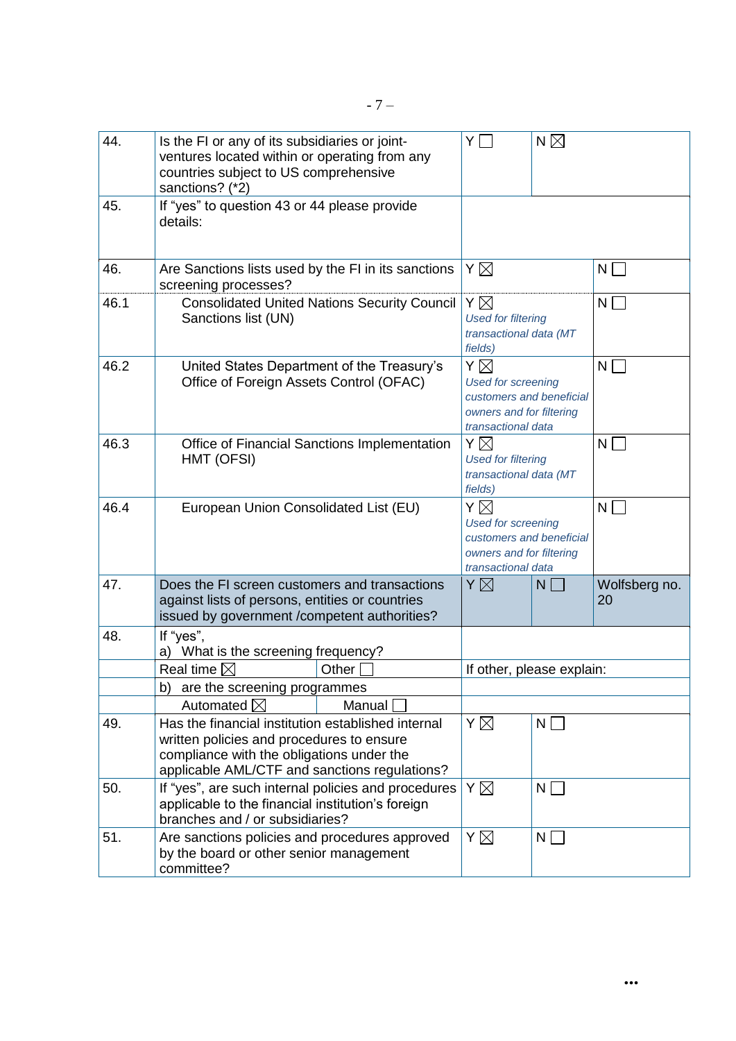| | | | | |
|---|---|---|---|---|
| 44. | Is the FI or any of its subsidiaries or joint-ventures located within or operating from any countries subject to US comprehensive sanctions? (*2) | Y ☐ | N ☒ | |
| 45. | If "yes" to question 43 or 44 please provide details: | | | |
| 46. | Are Sanctions lists used by the FI in its sanctions screening processes? | Y ☒ | | N ☐ |
| 46.1 | Consolidated United Nations Security Council Sanctions list (UN) | Y ☒ *Used for filtering transactional data (MT fields)* | | N ☐ |
| 46.2 | United States Department of the Treasury's Office of Foreign Assets Control (OFAC) | Y ☒ *Used for screening customers and beneficial owners and for filtering transactional data* | | N ☐ |
| 46.3 | Office of Financial Sanctions Implementation HMT (OFSI) | Y ☒ *Used for filtering transactional data (MT fields)* | | N ☐ |
| 46.4 | European Union Consolidated List (EU) | Y ☒ *Used for screening customers and beneficial owners and for filtering transactional data* | | N ☐ |
| 47. | Does the FI screen customers and transactions against lists of persons, entities or countries issued by government /competent authorities? | Y ☒ | N ☐ | Wolfsberg no. 20 |
| 48. | If "yes", a) What is the screening frequency? | | | |
| | Real time ☒ / Other ☐ | If other, please explain: | | |
| | b) are the screening programmes | | | |
| | Automated ☒ / Manual ☐ | | | |
| 49. | Has the financial institution established internal written policies and procedures to ensure compliance with the obligations under the applicable AML/CTF and sanctions regulations? | Y ☒ | N ☐ | |
| 50. | If "yes", are such internal policies and procedures applicable to the financial institution's foreign branches and / or subsidiaries? | Y ☒ | N ☐ | |
| 51. | Are sanctions policies and procedures approved by the board or other senior management committee? | Y ☒ | N ☐ | |

…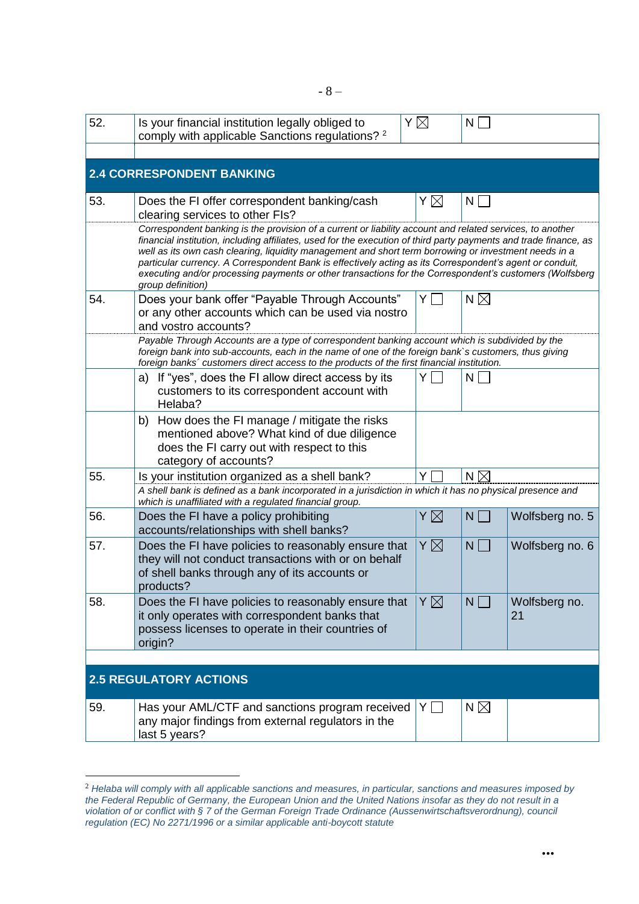| | | | | |
|---|---|---|---|---|
| 52. | Is your financial institution legally obliged to comply with applicable Sanctions regulations? [2] | Y ☒ | N ☐ | |
| | | | | |

## 2.4 CORRESPONDENT BANKING

| | | | | |
|---|---|---|---|---|
| 53. | Does the FI offer correspondent banking/cash clearing services to other FIs? | Y ☒ | N ☐ | |
| | *Correspondent banking is the provision of a current or liability account and related services, to another financial institution, including affiliates, used for the execution of third party payments and trade finance, as well as its own cash clearing, liquidity management and short term borrowing or investment needs in a particular currency. A Correspondent Bank is effectively acting as its Correspondent's agent or conduit, executing and/or processing payments or other transactions for the Correspondent's customers (Wolfsberg group definition)* | | | |
| 54. | Does your bank offer "Payable Through Accounts" or any other accounts which can be used via nostro and vostro accounts? | Y ☐ | N ☒ | |
| | *Payable Through Accounts are a type of correspondent banking account which is subdivided by the foreign bank into sub-accounts, each in the name of one of the foreign bank`s customers, thus giving foreign banks´ customers direct access to the products of the first financial institution.* | | | |
| | a) If "yes", does the FI allow direct access by its customers to its correspondent account with Helaba? | Y ☐ | N ☐ | |
| | b) How does the FI manage / mitigate the risks mentioned above? What kind of due diligence does the FI carry out with respect to this category of accounts? | | | |
| 55. | Is your institution organized as a shell bank? | Y ☐ | N ☒ | |
| | *A shell bank is defined as a bank incorporated in a jurisdiction in which it has no physical presence and which is unaffiliated with a regulated financial group.* | | | |
| 56. | Does the FI have a policy prohibiting accounts/relationships with shell banks? | Y ☒ | N ☐ | Wolfsberg no. 5 |
| 57. | Does the FI have policies to reasonably ensure that they will not conduct transactions with or on behalf of shell banks through any of its accounts or products? | Y ☒ | N ☐ | Wolfsberg no. 6 |
| 58. | Does the FI have policies to reasonably ensure that it only operates with correspondent banks that possess licenses to operate in their countries of origin? | Y ☒ | N ☐ | Wolfsberg no. 21 |

## 2.5 REGULATORY ACTIONS

| | | | | |
|---|---|---|---|---|
| 59. | Has your AML/CTF and sanctions program received any major findings from external regulators in the last 5 years? | Y ☐ | N ☒ | |

[2] *Helaba will comply with all applicable sanctions and measures, in particular, sanctions and measures imposed by the Federal Republic of Germany, the European Union and the United Nations insofar as they do not result in a violation of or conflict with § 7 of the German Foreign Trade Ordinance (Aussenwirtschaftsverordnung), council regulation (EC) No 2271/1996 or a similar applicable anti-boycott statute*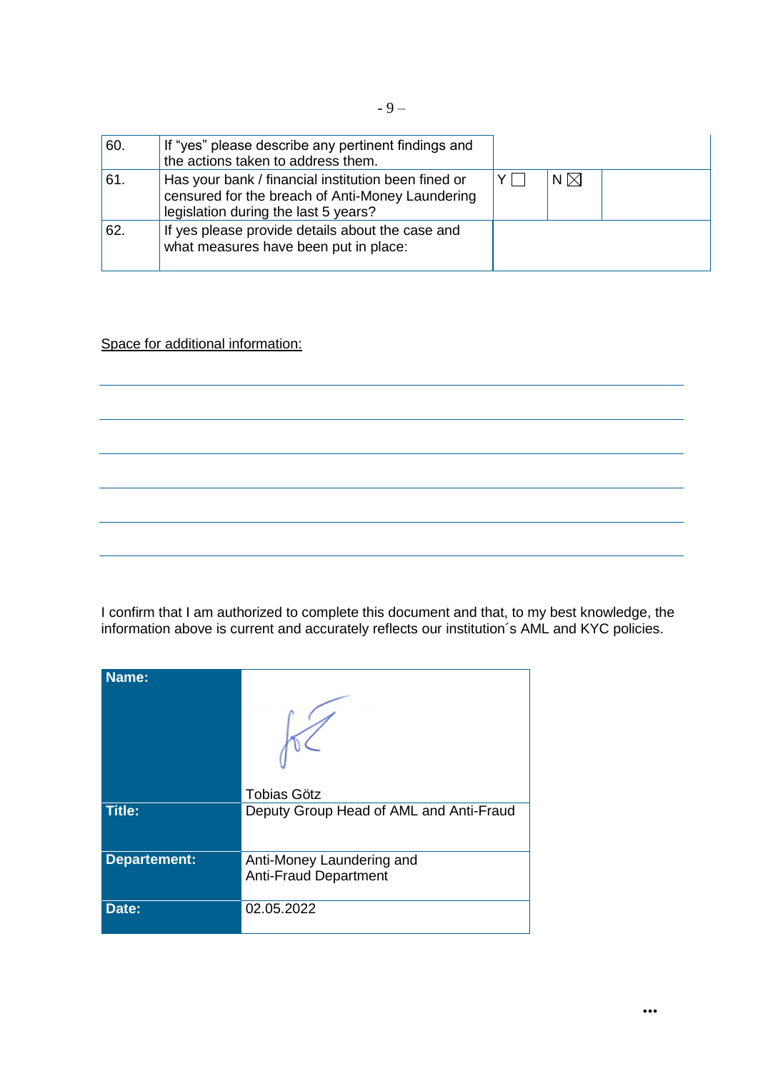| | | | | |
|---|---|---|---|---|
| 60. | If "yes" please describe any pertinent findings and the actions taken to address them. | | | |
| 61. | Has your bank / financial institution been fined or censured for the breach of Anti-Money Laundering legislation during the last 5 years? | Y ☐ | N ☒ | |
| 62. | If yes please provide details about the case and what measures have been put in place: | | | |

Space for additional information:

I confirm that I am authorized to complete this document and that, to my best knowledge, the information above is current and accurately reflects our institution´s AML and KYC policies.

| | |
|---|---|
| **Name:** | Tobias Götz |
| **Title:** | Deputy Group Head of AML and Anti-Fraud |
| **Departement:** | Anti-Money Laundering and Anti-Fraud Department |
| **Date:** | 02.05.2022 |

...